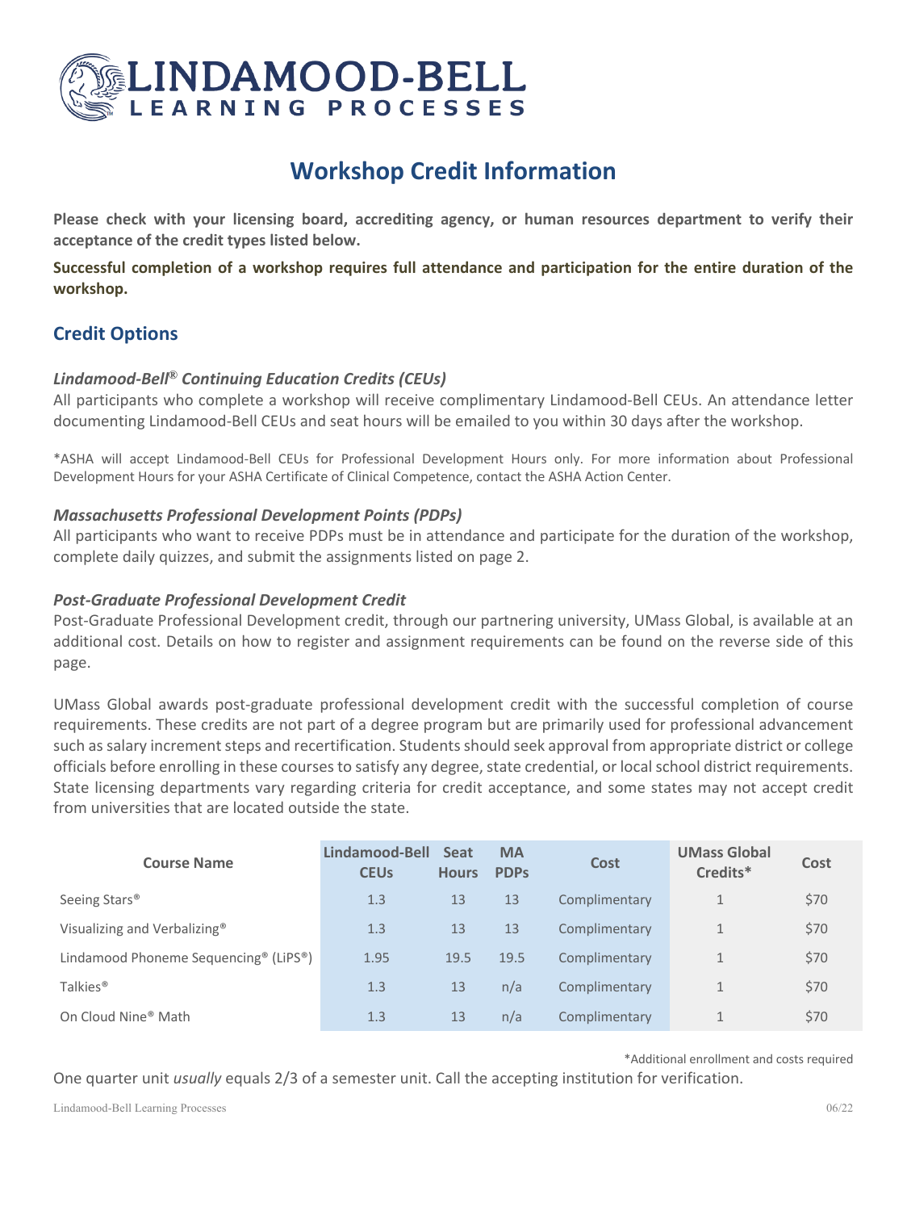# LINDAMOOD-BELL LEARNING PROCESSES

## Workshop Credit Information

**Please check with your licensing board, accrediting agency, or human resources department to verify their acceptance of the credit types listed below.**

**Successful completion of a workshop requires full attendance and participation for the entire duration of the workshop.**

## Credit Options

### *Lindamood-Bell® Continuing Education Credits (CEUs)*

All participants who complete a workshop will receive complimentary Lindamood-Bell CEUs. An attendance letter documenting Lindamood-Bell CEUs and seat hours will be emailed to you within 30 days after the workshop.

*ASHA will accept Lindamood-Bell CEUs for Professional Development Hours only. For more information about Professional Development Hours for your ASHA Certificate of Clinical Competence, contact the ASHA Action Center.

### *Massachusetts Professional Development Points (PDPs)*

All participants who want to receive PDPs must be in attendance and participate for the duration of the workshop, complete daily quizzes, and submit the assignments listed on page 2.

### *Post-Graduate Professional Development Credit*

Post-Graduate Professional Development credit, through our partnering university, UMass Global, is available at an additional cost. Details on how to register and assignment requirements can be found on the reverse side of this page.

UMass Global awards post-graduate professional development credit with the successful completion of course requirements. These credits are not part of a degree program but are primarily used for professional advancement such as salary increment steps and recertification. Students should seek approval from appropriate district or college officials before enrolling in these courses to satisfy any degree, state credential, or local school district requirements. State licensing departments vary regarding criteria for credit acceptance, and some states may not accept credit from universities that are located outside the state.

| Course Name | Lindamood-Bell CEUs | Seat Hours | MA PDPs | Cost | UMass Global Credits* | Cost |
|---|---|---|---|---|---|---|
| Seeing Stars® | 1.3 | 13 | 13 | Complimentary | 1 | $70 |
| Visualizing and Verbalizing® | 1.3 | 13 | 13 | Complimentary | 1 | $70 |
| Lindamood Phoneme Sequencing® (LiPS®) | 1.95 | 19.5 | 19.5 | Complimentary | 1 | $70 |
| Talkies® | 1.3 | 13 | n/a | Complimentary | 1 | $70 |
| On Cloud Nine® Math | 1.3 | 13 | n/a | Complimentary | 1 | $70 |

*Additional enrollment and costs required

One quarter unit *usually* equals 2/3 of a semester unit. Call the accepting institution for verification.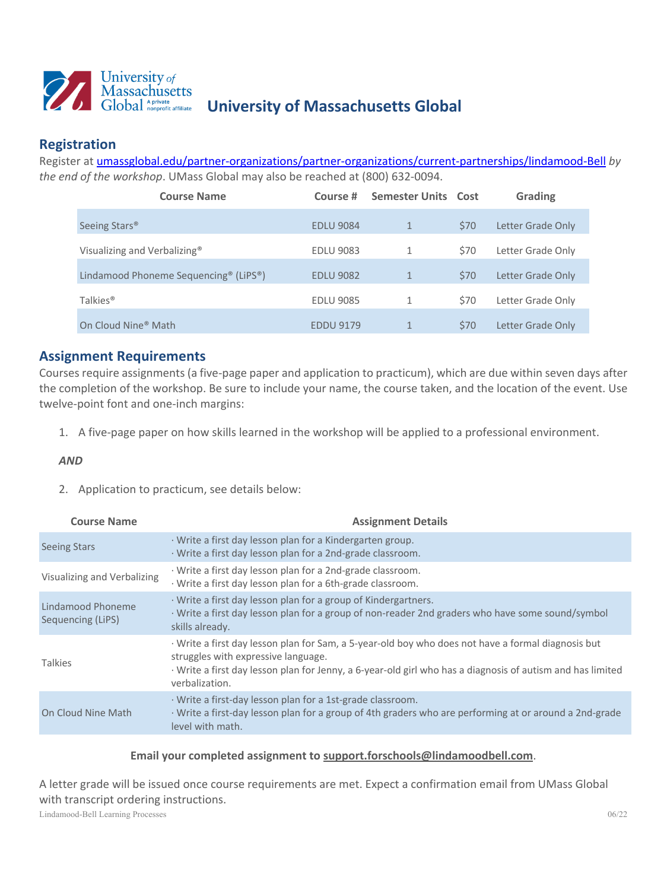# University of Massachusetts Global

## Registration

Register at [umassglobal.edu/partner-organizations/partner-organizations/current-partnerships/lindamood-Bell](umassglobal.edu/partner-organizations/partner-organizations/current-partnerships/lindamood-Bell) *by the end of the workshop*. UMass Global may also be reached at (800) 632-0094.

| Course Name | Course # | Semester Units | Cost | Grading |
|---|---|---|---|---|
| Seeing Stars® | EDLU 9084 | 1 | $70 | Letter Grade Only |
| Visualizing and Verbalizing® | EDLU 9083 | 1 | $70 | Letter Grade Only |
| Lindamood Phoneme Sequencing® (LiPS®) | EDLU 9082 | 1 | $70 | Letter Grade Only |
| Talkies® | EDLU 9085 | 1 | $70 | Letter Grade Only |
| On Cloud Nine® Math | EDDU 9179 | 1 | $70 | Letter Grade Only |

## Assignment Requirements

Courses require assignments (a five-page paper and application to practicum), which are due within seven days after the completion of the workshop. Be sure to include your name, the course taken, and the location of the event. Use twelve-point font and one-inch margins:

1. A five-page paper on how skills learned in the workshop will be applied to a professional environment.

*AND*

2. Application to practicum, see details below:

| Course Name | Assignment Details |
|---|---|
| Seeing Stars | · Write a first day lesson plan for a Kindergarten group.<br>· Write a first day lesson plan for a 2nd-grade classroom. |
| Visualizing and Verbalizing | · Write a first day lesson plan for a 2nd-grade classroom.<br>· Write a first day lesson plan for a 6th-grade classroom. |
| Lindamood Phoneme Sequencing (LiPS) | · Write a first day lesson plan for a group of Kindergartners.<br>· Write a first day lesson plan for a group of non-reader 2nd graders who have some sound/symbol skills already. |
| Talkies | · Write a first day lesson plan for Sam, a 5-year-old boy who does not have a formal diagnosis but struggles with expressive language.<br>· Write a first day lesson plan for Jenny, a 6-year-old girl who has a diagnosis of autism and has limited verbalization. |
| On Cloud Nine Math | · Write a first-day lesson plan for a 1st-grade classroom.<br>· Write a first-day lesson plan for a group of 4th graders who are performing at or around a 2nd-grade level with math. |

**Email your completed assignment to support.forschools@lindamoodbell.com.**

A letter grade will be issued once course requirements are met. Expect a confirmation email from UMass Global with transcript ordering instructions.